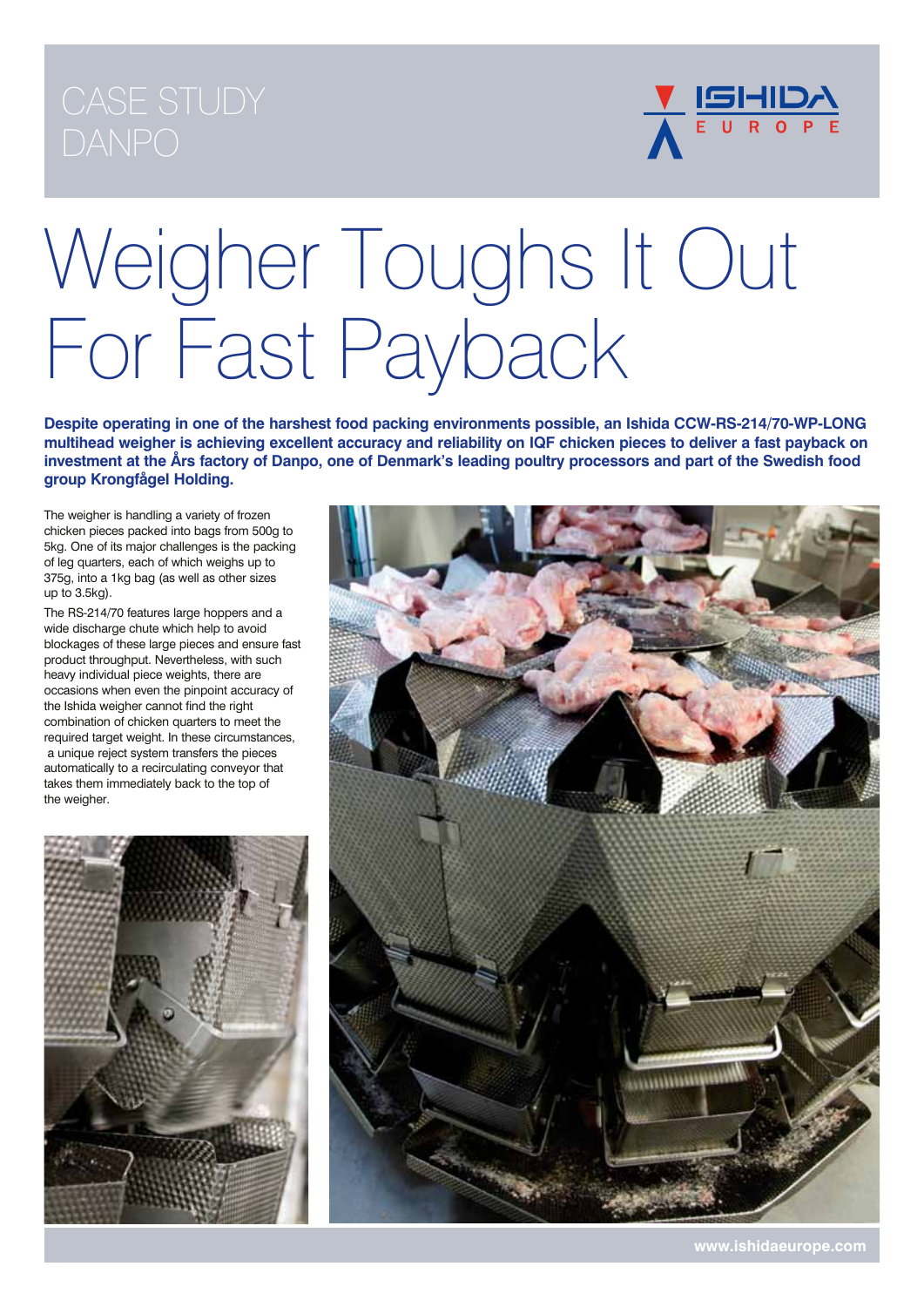CASE STUDY
DANPO

# Weigher Toughs It Out For Fast Payback

**Despite operating in one of the harshest food packing environments possible, an Ishida CCW-RS-214/70-WP-LONG multihead weigher is achieving excellent accuracy and reliability on IQF chicken pieces to deliver a fast payback on investment at the Års factory of Danpo, one of Denmark's leading poultry processors and part of the Swedish food group Krongågel Holding.**

The weigher is handling a variety of frozen chicken pieces packed into bags from 500g to 5kg. One of its major challenges is the packing of leg quarters, each of which weighs up to 375g, into a 1kg bag (as well as other sizes up to 3.5kg).

The RS-214/70 features large hoppers and a wide discharge chute which help to avoid blockages of these large pieces and ensure fast product throughput. Nevertheless, with such heavy individual piece weights, there are occasions when even the pinpoint accuracy of the Ishida weigher cannot find the right combination of chicken quarters to meet the required target weight. In these circumstances, a unique reject system transfers the pieces automatically to a recirculating conveyor that takes them immediately back to the top of the weigher.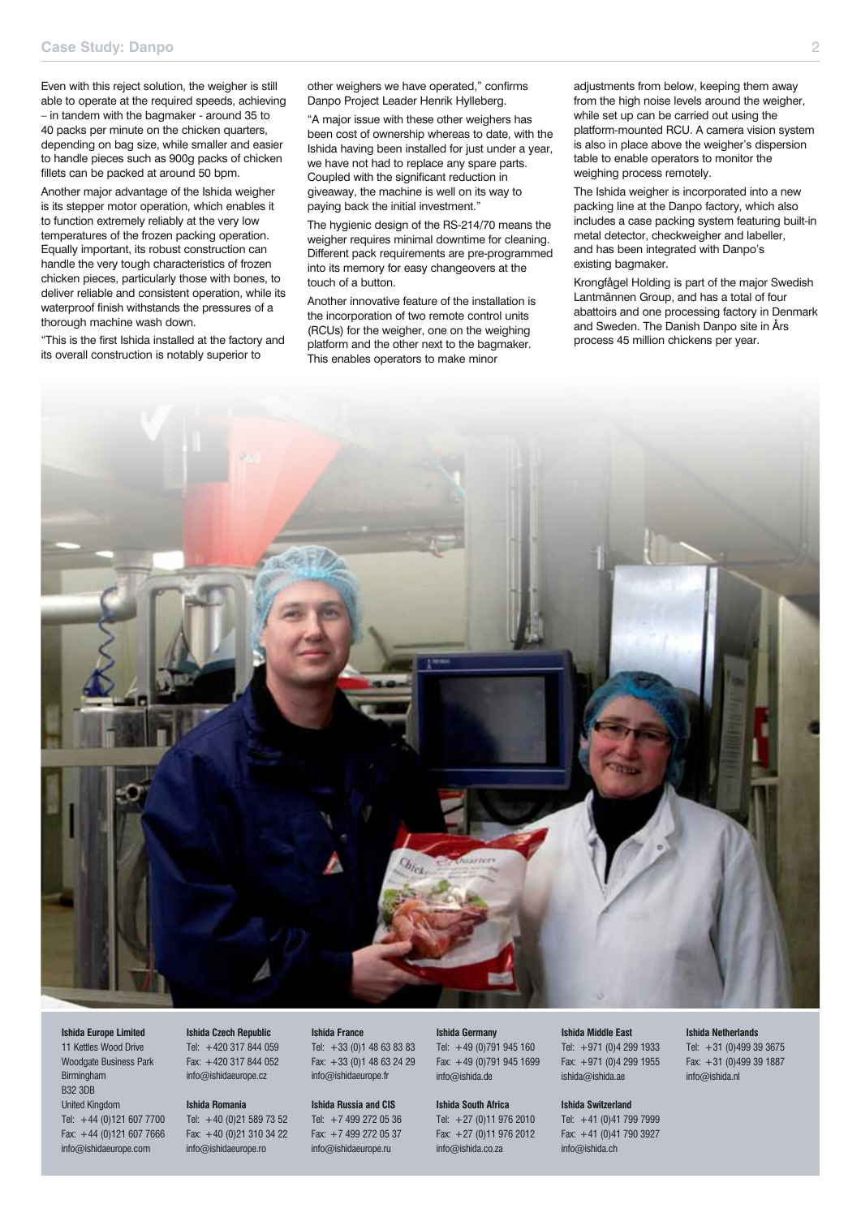Even with this reject solution, the weigher is still able to operate at the required speeds, achieving – in tandem with the bagmaker - around 35 to 40 packs per minute on the chicken quarters, depending on bag size, while smaller and easier to handle pieces such as 900g packs of chicken fillets can be packed at around 50 bpm.

Another major advantage of the Ishida weigher is its stepper motor operation, which enables it to function extremely reliably at the very low temperatures of the frozen packing operation. Equally important, its robust construction can handle the very tough characteristics of frozen chicken pieces, particularly those with bones, to deliver reliable and consistent operation, while its waterproof finish withstands the pressures of a thorough machine wash down.

"This is the first Ishida installed at the factory and its overall construction is notably superior to other weighers we have operated," confirms Danpo Project Leader Henrik Hylleberg.

"A major issue with these other weighers has been cost of ownership whereas to date, with the Ishida having been installed for just under a year, we have not had to replace any spare parts. Coupled with the significant reduction in giveaway, the machine is well on its way to paying back the initial investment."

The hygienic design of the RS-214/70 means the weigher requires minimal downtime for cleaning. Different pack requirements are pre-programmed into its memory for easy changeovers at the touch of a button.

Another innovative feature of the installation is the incorporation of two remote control units (RCUs) for the weigher, one on the weighing platform and the other next to the bagmaker. This enables operators to make minor adjustments from below, keeping them away from the high noise levels around the weigher, while set up can be carried out using the platform-mounted RCU. A camera vision system is also in place above the weigher's dispersion table to enable operators to monitor the weighing process remotely.

The Ishida weigher is incorporated into a new packing line at the Danpo factory, which also includes a case packing system featuring built-in metal detector, checkweigher and labeller, and has been integrated with Danpo's existing bagmaker.

Krongfågel Holding is part of the major Swedish Lantmännen Group, and has a total of four abattoirs and one processing factory in Denmark and Sweden. The Danish Danpo site in Års process 45 million chickens per year.

**Ishida Europe Limited**
11 Kettles Wood Drive
Woodgate Business Park
Birmingham
B32 3DB
United Kingdom
Tel: +44 (0)121 607 7700
Fax: +44 (0)121 607 7666
info@ishidaeurope.com

**Ishida Czech Republic**
Tel: +420 317 844 059
Fax: +420 317 844 052
info@ishidaeurope.cz

**Ishida Romania**
Tel: +40 (0)21 589 73 52
Fax: +40 (0)21 310 34 22
info@ishidaeurope.ro

**Ishida France**
Tel: +33 (0)1 48 63 83 83
Fax: +33 (0)1 48 63 24 29
info@ishidaeurope.fr

**Ishida Russia and CIS**
Tel: +7 499 272 05 36
Fax: +7 499 272 05 37
info@ishidaeurope.ru

**Ishida Germany**
Tel: +49 (0)791 945 160
Fax: +49 (0)791 945 1699
info@ishida.de

**Ishida South Africa**
Tel: +27 (0)11 976 2010
Fax: +27 (0)11 976 2012
info@ishida.co.za

**Ishida Middle East**
Tel: +971 (0)4 299 1933
Fax: +971 (0)4 299 1955
ishida@ishida.ae

**Ishida Switzerland**
Tel: +41 (0)41 799 7999
Fax: +41 (0)41 790 3927
info@ishida.ch

**Ishida Netherlands**
Tel: +31 (0)499 39 3675
Fax: +31 (0)499 39 1887
info@ishida.nl